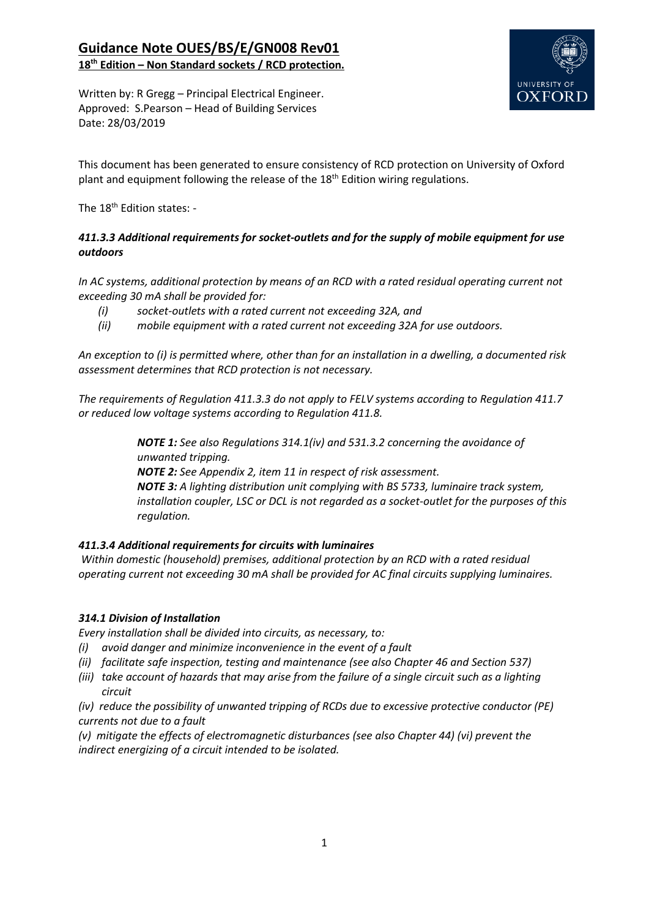# Guidance Note OUES/BS/E/GN008 Rev01

**18th Edition – Non Standard sockets / RCD protection.**

Written by: R Gregg – Principal Electrical Engineer.
Approved: S.Pearson – Head of Building Services
Date: 28/03/2019

This document has been generated to ensure consistency of RCD protection on University of Oxford plant and equipment following the release of the 18th Edition wiring regulations.

The 18th Edition states: -

### *411.3.3 Additional requirements for socket-outlets and for the supply of mobile equipment for use outdoors*

*In AC systems, additional protection by means of an RCD with a rated residual operating current not exceeding 30 mA shall be provided for:*

- *(i) socket-outlets with a rated current not exceeding 32A, and*
- *(ii) mobile equipment with a rated current not exceeding 32A for use outdoors.*

*An exception to (i) is permitted where, other than for an installation in a dwelling, a documented risk assessment determines that RCD protection is not necessary.*

*The requirements of Regulation 411.3.3 do not apply to FELV systems according to Regulation 411.7 or reduced low voltage systems according to Regulation 411.8.*

> ***NOTE 1:*** *See also Regulations 314.1(iv) and 531.3.2 concerning the avoidance of unwanted tripping.*
> ***NOTE 2:*** *See Appendix 2, item 11 in respect of risk assessment.*
> ***NOTE 3:*** *A lighting distribution unit complying with BS 5733, luminaire track system, installation coupler, LSC or DCL is not regarded as a socket-outlet for the purposes of this regulation.*

### *411.3.4 Additional requirements for circuits with luminaires*

*Within domestic (household) premises, additional protection by an RCD with a rated residual operating current not exceeding 30 mA shall be provided for AC final circuits supplying luminaires.*

### *314.1 Division of Installation*

*Every installation shall be divided into circuits, as necessary, to:*

- *(i) avoid danger and minimize inconvenience in the event of a fault*
- *(ii) facilitate safe inspection, testing and maintenance (see also Chapter 46 and Section 537)*
- *(iii) take account of hazards that may arise from the failure of a single circuit such as a lighting circuit*
- *(iv) reduce the possibility of unwanted tripping of RCDs due to excessive protective conductor (PE) currents not due to a fault*
- *(v) mitigate the effects of electromagnetic disturbances (see also Chapter 44) (vi) prevent the indirect energizing of a circuit intended to be isolated.*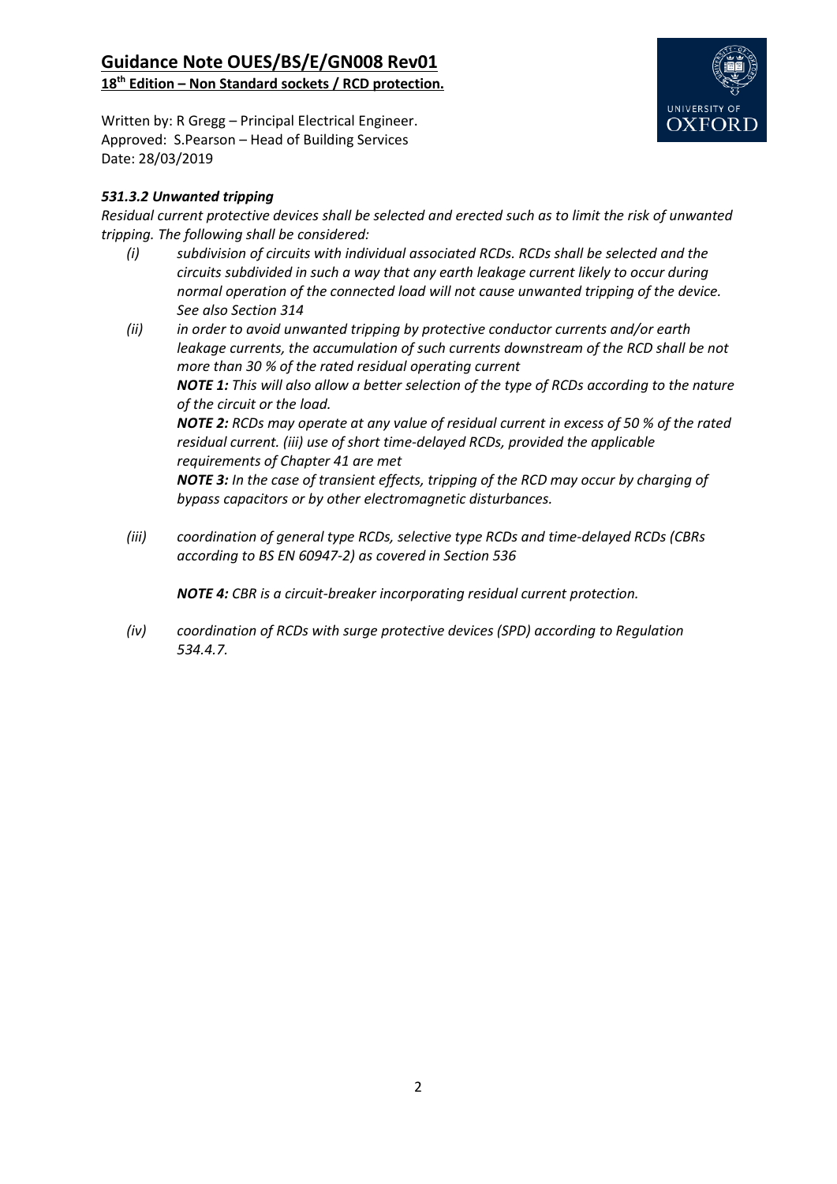# Guidance Note OUES/BS/E/GN008 Rev01

**18th Edition – Non Standard sockets / RCD protection.**

Written by: R Gregg – Principal Electrical Engineer.
Approved: S.Pearson – Head of Building Services
Date: 28/03/2019

### *531.3.2 Unwanted tripping*

*Residual current protective devices shall be selected and erected such as to limit the risk of unwanted tripping. The following shall be considered:*

- *(i) subdivision of circuits with individual associated RCDs. RCDs shall be selected and the circuits subdivided in such a way that any earth leakage current likely to occur during normal operation of the connected load will not cause unwanted tripping of the device. See also Section 314*
- *(ii) in order to avoid unwanted tripping by protective conductor currents and/or earth leakage currents, the accumulation of such currents downstream of the RCD shall be not more than 30 % of the rated residual operating current*

  ***NOTE 1:*** *This will also allow a better selection of the type of RCDs according to the nature of the circuit or the load.*

  ***NOTE 2:*** *RCDs may operate at any value of residual current in excess of 50 % of the rated residual current. (iii) use of short time-delayed RCDs, provided the applicable requirements of Chapter 41 are met*

  ***NOTE 3:*** *In the case of transient effects, tripping of the RCD may occur by charging of bypass capacitors or by other electromagnetic disturbances.*

- *(iii) coordination of general type RCDs, selective type RCDs and time-delayed RCDs (CBRs according to BS EN 60947-2) as covered in Section 536*

  ***NOTE 4:*** *CBR is a circuit-breaker incorporating residual current protection.*

- *(iv) coordination of RCDs with surge protective devices (SPD) according to Regulation 534.4.7.*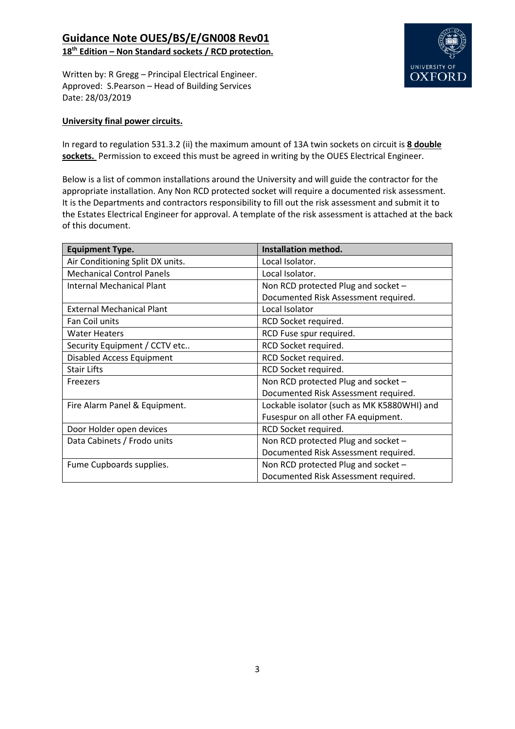# Guidance Note OUES/BS/E/GN008 Rev01

**18th Edition – Non Standard sockets / RCD protection.**

Written by: R Gregg – Principal Electrical Engineer.
Approved: S.Pearson – Head of Building Services
Date: 28/03/2019

**University final power circuits.**

In regard to regulation 531.3.2 (ii) the maximum amount of 13A twin sockets on circuit is **8 double sockets.** Permission to exceed this must be agreed in writing by the OUES Electrical Engineer.

Below is a list of common installations around the University and will guide the contractor for the appropriate installation. Any Non RCD protected socket will require a documented risk assessment. It is the Departments and contractors responsibility to fill out the risk assessment and submit it to the Estates Electrical Engineer for approval. A template of the risk assessment is attached at the back of this document.

| Equipment Type. | Installation method. |
|---|---|
| Air Conditioning Split DX units. | Local Isolator. |
| Mechanical Control Panels | Local Isolator. |
| Internal Mechanical Plant | Non RCD protected Plug and socket – Documented Risk Assessment required. |
| External Mechanical Plant | Local Isolator |
| Fan Coil units | RCD Socket required. |
| Water Heaters | RCD Fuse spur required. |
| Security Equipment / CCTV etc.. | RCD Socket required. |
| Disabled Access Equipment | RCD Socket required. |
| Stair Lifts | RCD Socket required. |
| Freezers | Non RCD protected Plug and socket – Documented Risk Assessment required. |
| Fire Alarm Panel & Equipment. | Lockable isolator (such as MK K5880WHI) and Fusespur on all other FA equipment. |
| Door Holder open devices | RCD Socket required. |
| Data Cabinets / Frodo units | Non RCD protected Plug and socket – Documented Risk Assessment required. |
| Fume Cupboards supplies. | Non RCD protected Plug and socket – Documented Risk Assessment required. |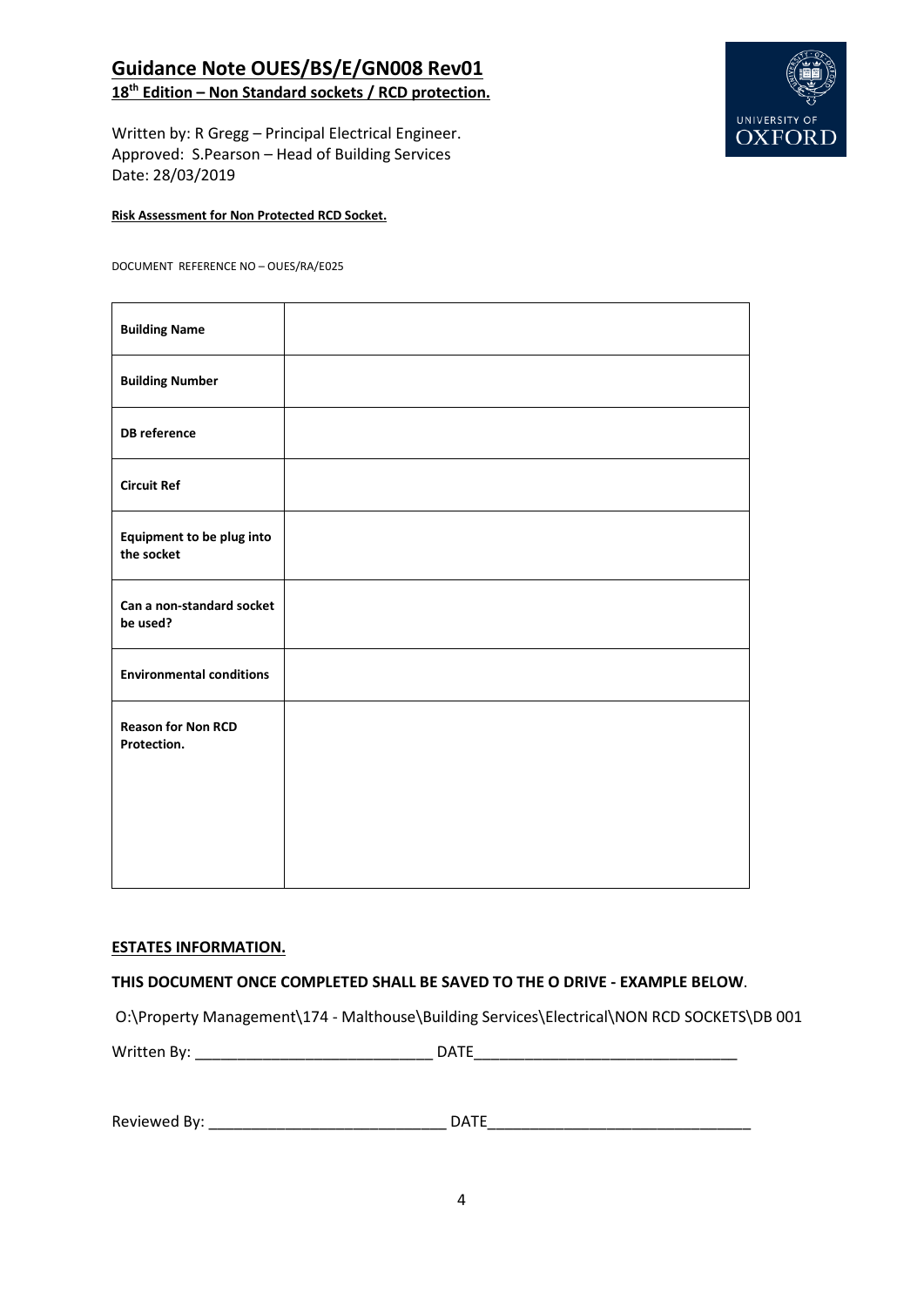# Guidance Note OUES/BS/E/GN008 Rev01

**18th Edition – Non Standard sockets / RCD protection.**

Written by: R Gregg – Principal Electrical Engineer.
Approved: S.Pearson – Head of Building Services
Date: 28/03/2019

**Risk Assessment for Non Protected RCD Socket.**

DOCUMENT REFERENCE NO – OUES/RA/E025

| | |
|---|---|
| **Building Name** | |
| **Building Number** | |
| **DB reference** | |
| **Circuit Ref** | |
| **Equipment to be plug into the socket** | |
| **Can a non-standard socket be used?** | |
| **Environmental conditions** | |
| **Reason for Non RCD Protection.** | |

**ESTATES INFORMATION.**

**THIS DOCUMENT ONCE COMPLETED SHALL BE SAVED TO THE O DRIVE - EXAMPLE BELOW**.

O:\Property Management\174 - Malthouse\Building Services\Electrical\NON RCD SOCKETS\DB 001

Written By: ___________________________ DATE______________________________

Reviewed By: ___________________________ DATE______________________________